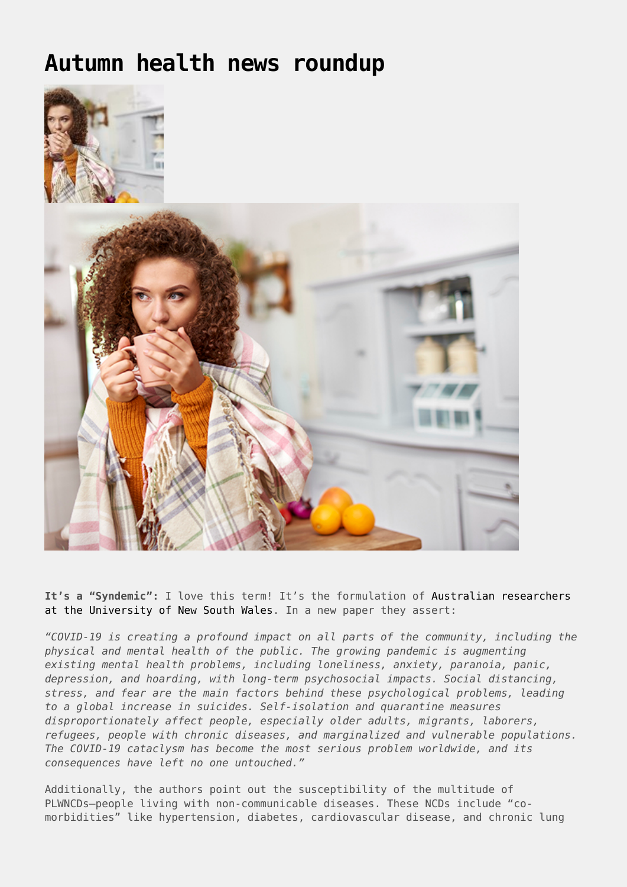# Autumn health news roundup

**It's a "Syndemic":** I love this term! It's the formulation of Australian researchers at the University of New South Wales. In a new paper they assert:

*"COVID-19 is creating a profound impact on all parts of the community, including the physical and mental health of the public. The growing pandemic is augmenting existing mental health problems, including loneliness, anxiety, paranoia, panic, depression, and hoarding, with long-term psychosocial impacts. Social distancing, stress, and fear are the main factors behind these psychological problems, leading to a global increase in suicides. Self-isolation and quarantine measures disproportionately affect people, especially older adults, migrants, laborers, refugees, people with chronic diseases, and marginalized and vulnerable populations. The COVID-19 cataclysm has become the most serious problem worldwide, and its consequences have left no one untouched."*

Additionally, the authors point out the susceptibility of the multitude of PLWNCDs—people living with non-communicable diseases. These NCDs include "co-morbidities" like hypertension, diabetes, cardiovascular disease, and chronic lung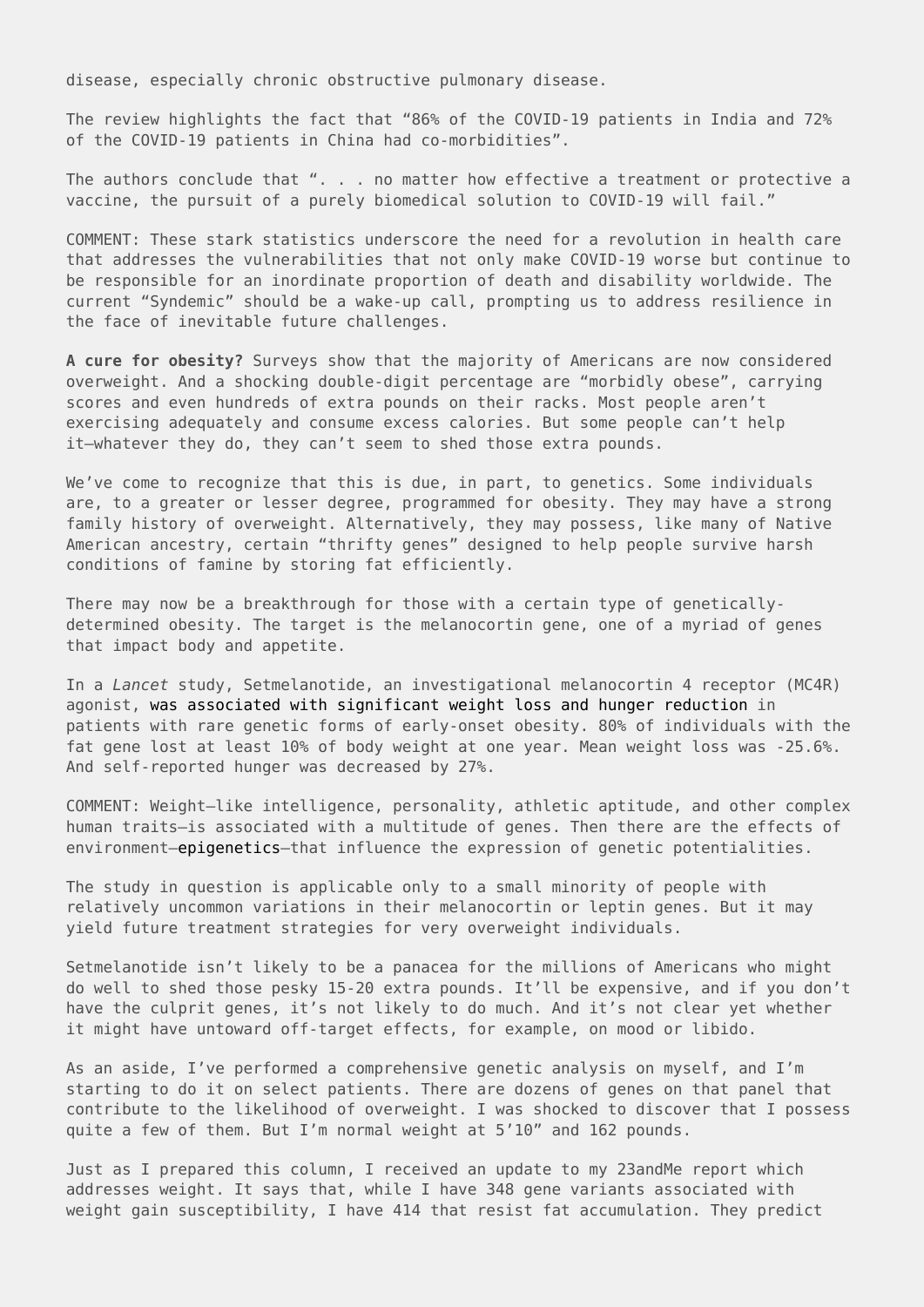disease, especially chronic obstructive pulmonary disease.

The review highlights the fact that "86% of the COVID-19 patients in India and 72% of the COVID-19 patients in China had co-morbidities".

The authors conclude that ". . . no matter how effective a treatment or protective a vaccine, the pursuit of a purely biomedical solution to COVID-19 will fail."

COMMENT: These stark statistics underscore the need for a revolution in health care that addresses the vulnerabilities that not only make COVID-19 worse but continue to be responsible for an inordinate proportion of death and disability worldwide. The current "Syndemic" should be a wake-up call, prompting us to address resilience in the face of inevitable future challenges.

**A cure for obesity?** Surveys show that the majority of Americans are now considered overweight. And a shocking double-digit percentage are "morbidly obese", carrying scores and even hundreds of extra pounds on their racks. Most people aren't exercising adequately and consume excess calories. But some people can't help it—whatever they do, they can't seem to shed those extra pounds.

We've come to recognize that this is due, in part, to genetics. Some individuals are, to a greater or lesser degree, programmed for obesity. They may have a strong family history of overweight. Alternatively, they may possess, like many of Native American ancestry, certain "thrifty genes" designed to help people survive harsh conditions of famine by storing fat efficiently.

There may now be a breakthrough for those with a certain type of genetically-determined obesity. The target is the melanocortin gene, one of a myriad of genes that impact body and appetite.

In a *Lancet* study, Setmelanotide, an investigational melanocortin 4 receptor (MC4R) agonist, was associated with significant weight loss and hunger reduction in patients with rare genetic forms of early-onset obesity. 80% of individuals with the fat gene lost at least 10% of body weight at one year. Mean weight loss was -25.6%. And self-reported hunger was decreased by 27%.

COMMENT: Weight—like intelligence, personality, athletic aptitude, and other complex human traits—is associated with a multitude of genes. Then there are the effects of environment—epigenetics—that influence the expression of genetic potentialities.

The study in question is applicable only to a small minority of people with relatively uncommon variations in their melanocortin or leptin genes. But it may yield future treatment strategies for very overweight individuals.

Setmelanotide isn't likely to be a panacea for the millions of Americans who might do well to shed those pesky 15-20 extra pounds. It'll be expensive, and if you don't have the culprit genes, it's not likely to do much. And it's not clear yet whether it might have untoward off-target effects, for example, on mood or libido.

As an aside, I've performed a comprehensive genetic analysis on myself, and I'm starting to do it on select patients. There are dozens of genes on that panel that contribute to the likelihood of overweight. I was shocked to discover that I possess quite a few of them. But I'm normal weight at 5'10" and 162 pounds.

Just as I prepared this column, I received an update to my 23andMe report which addresses weight. It says that, while I have 348 gene variants associated with weight gain susceptibility, I have 414 that resist fat accumulation. They predict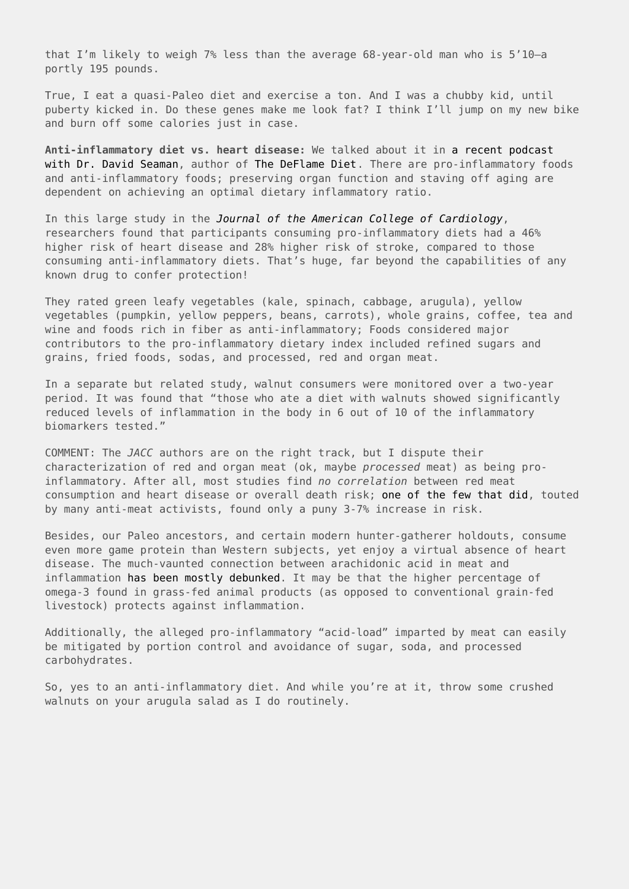that I'm likely to weigh 7% less than the average 68-year-old man who is 5'10—a portly 195 pounds.

True, I eat a quasi-Paleo diet and exercise a ton. And I was a chubby kid, until puberty kicked in. Do these genes make me look fat? I think I'll jump on my new bike and burn off some calories just in case.

**Anti-inflammatory diet vs. heart disease:** We talked about it in a recent podcast with Dr. David Seaman, author of The DeFlame Diet. There are pro-inflammatory foods and anti-inflammatory foods; preserving organ function and staving off aging are dependent on achieving an optimal dietary inflammatory ratio.

In this large study in the *Journal of the American College of Cardiology*, researchers found that participants consuming pro-inflammatory diets had a 46% higher risk of heart disease and 28% higher risk of stroke, compared to those consuming anti-inflammatory diets. That's huge, far beyond the capabilities of any known drug to confer protection!

They rated green leafy vegetables (kale, spinach, cabbage, arugula), yellow vegetables (pumpkin, yellow peppers, beans, carrots), whole grains, coffee, tea and wine and foods rich in fiber as anti-inflammatory; Foods considered major contributors to the pro-inflammatory dietary index included refined sugars and grains, fried foods, sodas, and processed, red and organ meat.

In a separate but related study, walnut consumers were monitored over a two-year period. It was found that "those who ate a diet with walnuts showed significantly reduced levels of inflammation in the body in 6 out of 10 of the inflammatory biomarkers tested."

COMMENT: The *JACC* authors are on the right track, but I dispute their characterization of red and organ meat (ok, maybe *processed* meat) as being pro-inflammatory. After all, most studies find *no correlation* between red meat consumption and heart disease or overall death risk; one of the few that did, touted by many anti-meat activists, found only a puny 3-7% increase in risk.

Besides, our Paleo ancestors, and certain modern hunter-gatherer holdouts, consume even more game protein than Western subjects, yet enjoy a virtual absence of heart disease. The much-vaunted connection between arachidonic acid in meat and inflammation has been mostly debunked. It may be that the higher percentage of omega-3 found in grass-fed animal products (as opposed to conventional grain-fed livestock) protects against inflammation.

Additionally, the alleged pro-inflammatory "acid-load" imparted by meat can easily be mitigated by portion control and avoidance of sugar, soda, and processed carbohydrates.

So, yes to an anti-inflammatory diet. And while you're at it, throw some crushed walnuts on your arugula salad as I do routinely.